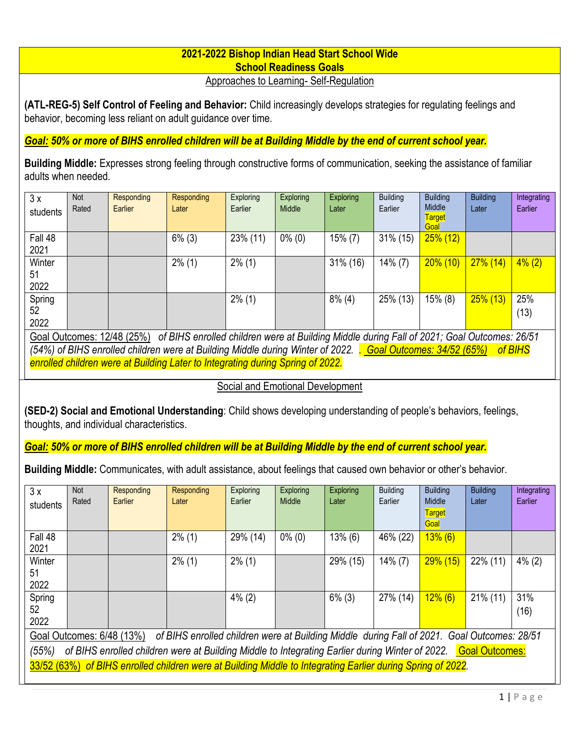# 2021-2022 Bishop Indian Head Start School Wide School Readiness Goals

## Approaches to Learning- Self-Regulation

**(ATL-REG-5) Self Control of Feeling and Behavior:** Child increasingly develops strategies for regulating feelings and behavior, becoming less reliant on adult guidance over time.

***Goal:* 50% or more of BIHS enrolled children will be at Building Middle by the end of current school year.**

**Building Middle:** Expresses strong feeling through constructive forms of communication, seeking the assistance of familiar adults when needed.

| 3 x students | Not Rated | Responding Earlier | Responding Later | Exploring Earlier | Exploring Middle | Exploring Later | Building Earlier | Building Middle Target Goal | Building Later | Integrating Earlier |
|---|---|---|---|---|---|---|---|---|---|---|
| Fall 48 2021 | | | 6% (3) | 23% (11) | 0% (0) | 15% (7) | 31% (15) | 25% (12) | | |
| Winter 51 2022 | | | 2% (1) | 2% (1) | | 31% (16) | 14% (7) | 20% (10) | 27% (14) | 4% (2) |
| Spring 52 2022 | | | | 2% (1) | | 8% (4) | 25% (13) | 15% (8) | 25% (13) | 25% (13) |

*Goal Outcomes: 12/48 (25%) of BIHS enrolled children were at Building Middle during Fall of 2021; Goal Outcomes: 26/51 (54%) of BIHS enrolled children were at Building Middle during Winter of 2022. . Goal Outcomes: 34/52 (65%) of BIHS enrolled children were at Building Later to Integrating during Spring of 2022.*

## Social and Emotional Development

**(SED-2) Social and Emotional Understanding**: Child shows developing understanding of people's behaviors, feelings, thoughts, and individual characteristics.

***Goal:* 50% or more of BIHS enrolled children will be at Building Middle by the end of current school year.**

**Building Middle:** Communicates, with adult assistance, about feelings that caused own behavior or other's behavior.

| 3 x students | Not Rated | Responding Earlier | Responding Later | Exploring Earlier | Exploring Middle | Exploring Later | Building Earlier | Building Middle Target Goal | Building Later | Integrating Earlier |
|---|---|---|---|---|---|---|---|---|---|---|
| Fall 48 2021 | | | 2% (1) | 29% (14) | 0% (0) | 13% (6) | 46% (22) | 13% (6) | | |
| Winter 51 2022 | | | 2% (1) | 2% (1) | | 29% (15) | 14% (7) | 29% (15) | 22% (11) | 4% (2) |
| Spring 52 2022 | | | | 4% (2) | | 6% (3) | 27% (14) | 12% (6) | 21% (11) | 31% (16) |

*Goal Outcomes: 6/48 (13%) of BIHS enrolled children were at Building Middle during Fall of 2021. Goal Outcomes: 28/51 (55%) of BIHS enrolled children were at Building Middle to Integrating Earlier during Winter of 2022. Goal Outcomes: 33/52 (63%) of BIHS enrolled children were at Building Middle to Integrating Earlier during Spring of 2022.*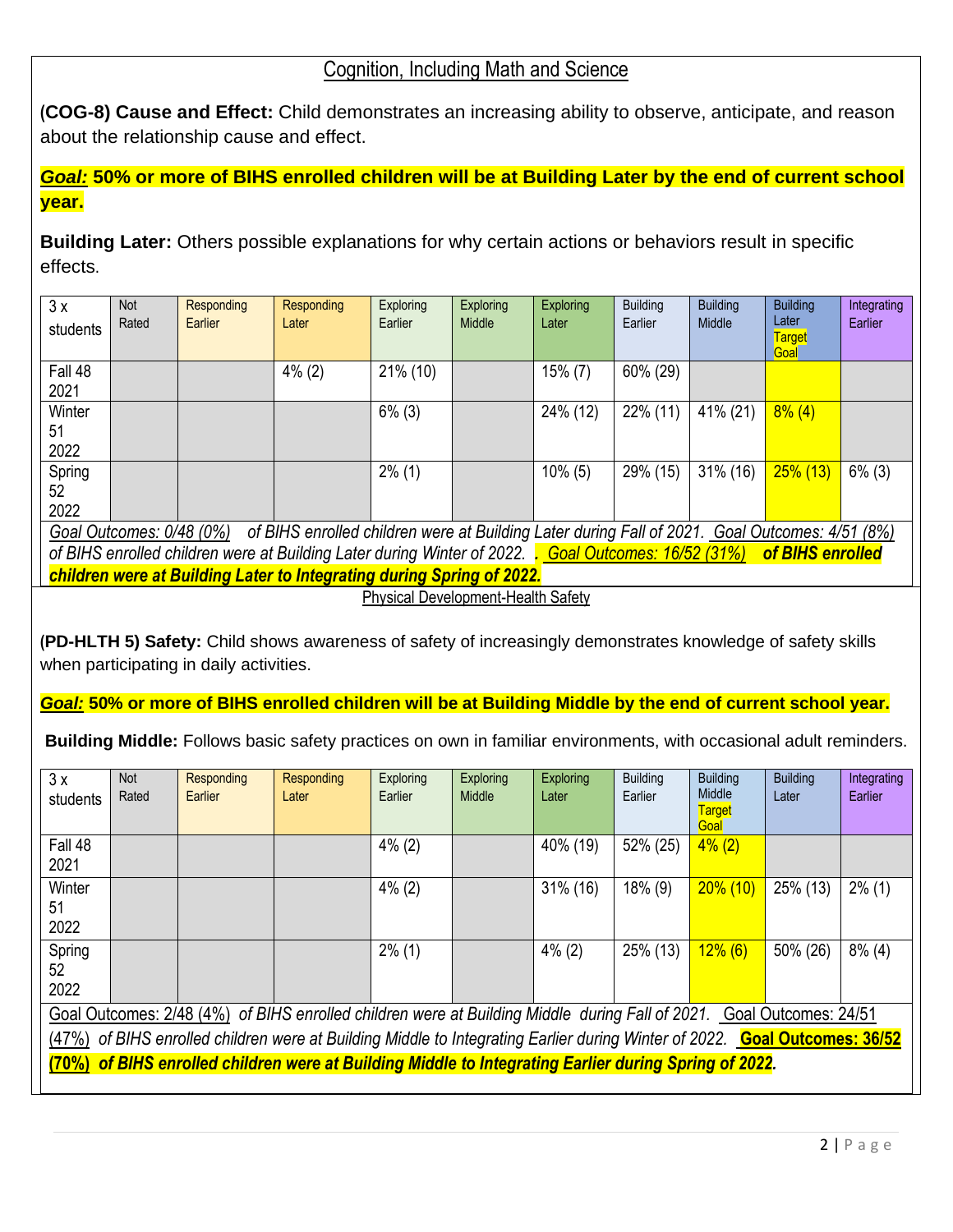## Cognition, Including Math and Science

**(COG-8) Cause and Effect:** Child demonstrates an increasing ability to observe, anticipate, and reason about the relationship cause and effect.

***Goal:*** **50% or more of BIHS enrolled children will be at Building Later by the end of current school year.**

**Building Later:** Others possible explanations for why certain actions or behaviors result in specific effects.

| 3 x students | Not Rated | Responding Earlier | Responding Later | Exploring Earlier | Exploring Middle | Exploring Later | Building Earlier | Building Middle | Building Later Target Goal | Integrating Earlier |
|---|---|---|---|---|---|---|---|---|---|---|
| Fall 48 2021 | | | 4% (2) | 21% (10) | | 15% (7) | 60% (29) | | | |
| Winter 51 2022 | | | | 6% (3) | | 24% (12) | 22% (11) | 41% (21) | 8% (4) | |
| Spring 52 2022 | | | | 2% (1) | | 10% (5) | 29% (15) | 31% (16) | 25% (13) | 6% (3) |
| *Goal Outcomes: 0/48 (0%) of BIHS enrolled children were at Building Later during Fall of 2021. Goal Outcomes: 4/51 (8%) of BIHS enrolled children were at Building Later during Winter of 2022. **. Goal Outcomes: 16/52 (31%) of BIHS enrolled children were at Building Later to Integrating during Spring of 2022.*** | | | | | | | | | | |

## Physical Development-Health Safety

**(PD-HLTH 5) Safety:** Child shows awareness of safety of increasingly demonstrates knowledge of safety skills when participating in daily activities.

***Goal:*** **50% or more of BIHS enrolled children will be at Building Middle by the end of current school year.**

**Building Middle:** Follows basic safety practices on own in familiar environments, with occasional adult reminders.

| 3 x students | Not Rated | Responding Earlier | Responding Later | Exploring Earlier | Exploring Middle | Exploring Later | Building Earlier | Building Middle Target Goal | Building Later | Integrating Earlier |
|---|---|---|---|---|---|---|---|---|---|---|
| Fall 48 2021 | | | | 4% (2) | | 40% (19) | 52% (25) | 4% (2) | | |
| Winter 51 2022 | | | | 4% (2) | | 31% (16) | 18% (9) | 20% (10) | 25% (13) | 2% (1) |
| Spring 52 2022 | | | | 2% (1) | | 4% (2) | 25% (13) | 12% (6) | 50% (26) | 8% (4) |
| Goal Outcomes: 2/48 (4%) *of BIHS enrolled children were at Building Middle during Fall of 2021.* Goal Outcomes: 24/51 (47%) *of BIHS enrolled children were at Building Middle to Integrating Earlier during Winter of 2022.* **Goal Outcomes: 36/52 (70%) *of BIHS enrolled children were at Building Middle to Integrating Earlier during Spring of 2022.*** | | | | | | | | | | |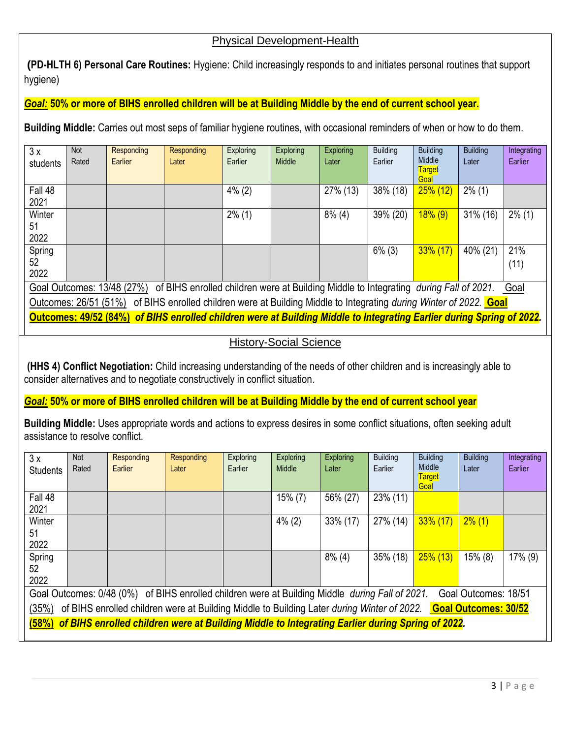## Physical Development-Health

**(PD-HLTH 6) Personal Care Routines:** Hygiene: Child increasingly responds to and initiates personal routines that support hygiene)

***Goal:*** **50% or more of BIHS enrolled children will be at Building Middle by the end of current school year.**

**Building Middle:** Carries out most seps of familiar hygiene routines, with occasional reminders of when or how to do them.

| 3 x students | Not Rated | Responding Earlier | Responding Later | Exploring Earlier | Exploring Middle | Exploring Later | Building Earlier | Building Middle Target Goal | Building Later | Integrating Earlier |
|---|---|---|---|---|---|---|---|---|---|---|
| Fall 48 2021 | | | | 4% (2) | | 27% (13) | 38% (18) | 25% (12) | 2% (1) | |
| Winter 51 2022 | | | | 2% (1) | | 8% (4) | 39% (20) | 18% (9) | 31% (16) | 2% (1) |
| Spring 52 2022 | | | | | | | 6% (3) | 33% (17) | 40% (21) | 21% (11) |

Goal Outcomes: 13/48 (27%) of BIHS enrolled children were at Building Middle to Integrating *during Fall of 2021.* Goal Outcomes: 26/51 (51%) of BIHS enrolled children were at Building Middle to Integrating *during Winter of 2022.* **Goal Outcomes: 49/52 (84%)** ***of BIHS enrolled children were at Building Middle to Integrating Earlier during Spring of 2022.***

## History-Social Science

**(HHS 4) Conflict Negotiation:** Child increasing understanding of the needs of other children and is increasingly able to consider alternatives and to negotiate constructively in conflict situation.

***Goal:*** **50% or more of BIHS enrolled children will be at Building Middle by the end of current school year**

**Building Middle:** Uses appropriate words and actions to express desires in some conflict situations, often seeking adult assistance to resolve conflict.

| 3 x Students | Not Rated | Responding Earlier | Responding Later | Exploring Earlier | Exploring Middle | Exploring Later | Building Earlier | Building Middle Target Goal | Building Later | Integrating Earlier |
|---|---|---|---|---|---|---|---|---|---|---|
| Fall 48 2021 | | | | | 15% (7) | 56% (27) | 23% (11) | | | |
| Winter 51 2022 | | | | | 4% (2) | 33% (17) | 27% (14) | 33% (17) | 2% (1) | |
| Spring 52 2022 | | | | | | 8% (4) | 35% (18) | 25% (13) | 15% (8) | 17% (9) |

Goal Outcomes: 0/48 (0%) of BIHS enrolled children were at Building Middle *during Fall of 2021.* Goal Outcomes: 18/51 (35%) of BIHS enrolled children were at Building Middle to Building Later *during Winter of 2022.* **Goal Outcomes: 30/52 (58%)** ***of BIHS enrolled children were at Building Middle to Integrating Earlier during Spring of 2022.***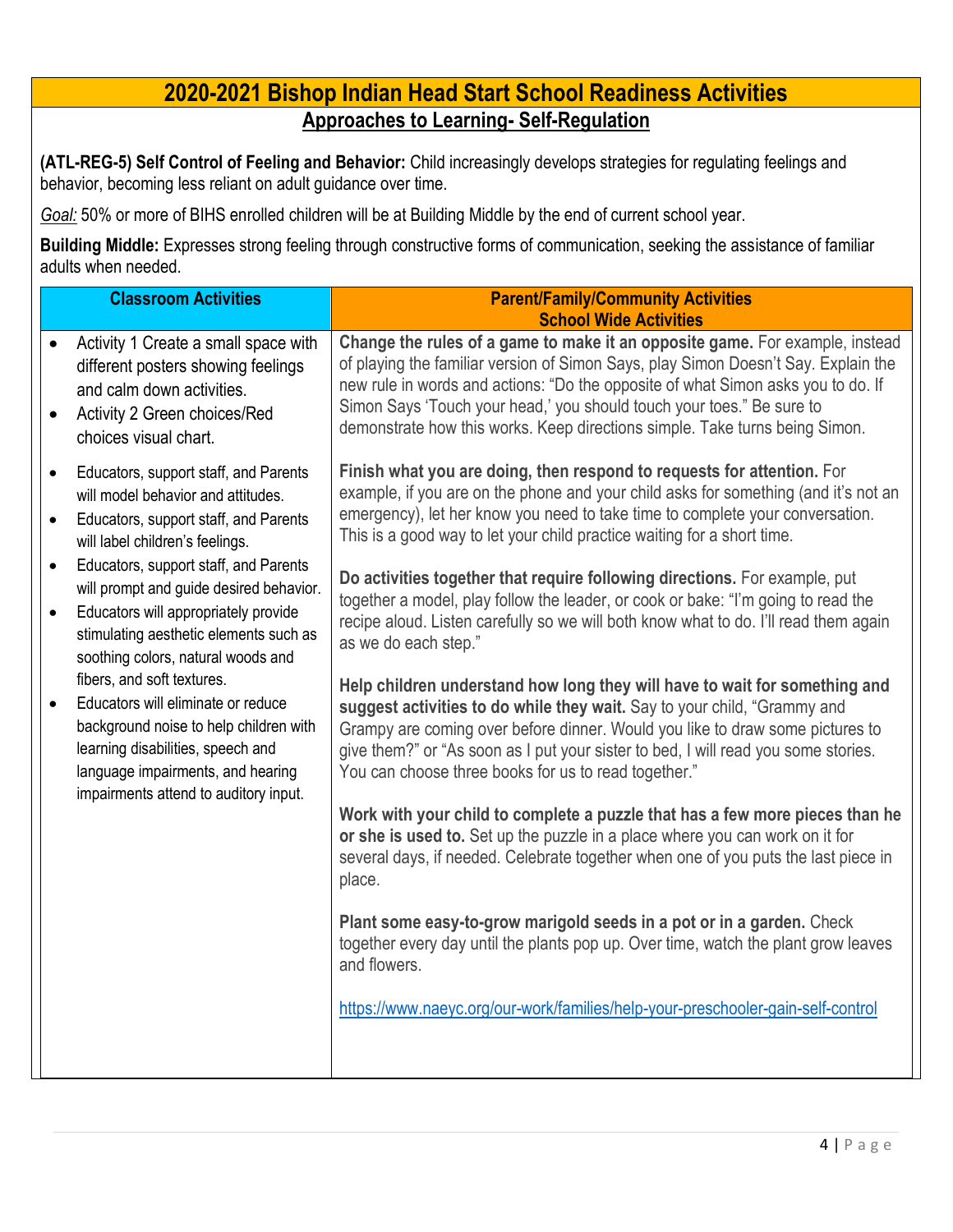# 2020-2021 Bishop Indian Head Start School Readiness Activities

## Approaches to Learning- Self-Regulation

**(ATL-REG-5) Self Control of Feeling and Behavior:** Child increasingly develops strategies for regulating feelings and behavior, becoming less reliant on adult guidance over time.

_Goal:_ 50% or more of BIHS enrolled children will be at Building Middle by the end of current school year.

**Building Middle:** Expresses strong feeling through constructive forms of communication, seeking the assistance of familiar adults when needed.

| Classroom Activities | Parent/Family/Community Activities<br>School Wide Activities |
|---|---|
| • Activity 1 Create a small space with different posters showing feelings and calm down activities.<br>• Activity 2 Green choices/Red choices visual chart.<br><br>• Educators, support staff, and Parents will model behavior and attitudes.<br>• Educators, support staff, and Parents will label children's feelings.<br>• Educators, support staff, and Parents will prompt and guide desired behavior.<br>• Educators will appropriately provide stimulating aesthetic elements such as soothing colors, natural woods and fibers, and soft textures.<br>• Educators will eliminate or reduce background noise to help children with learning disabilities, speech and language impairments, and hearing impairments attend to auditory input. | **Change the rules of a game to make it an opposite game.** For example, instead of playing the familiar version of Simon Says, play Simon Doesn't Say. Explain the new rule in words and actions: "Do the opposite of what Simon asks you to do. If Simon Says 'Touch your head,' you should touch your toes." Be sure to demonstrate how this works. Keep directions simple. Take turns being Simon.<br><br>**Finish what you are doing, then respond to requests for attention.** For example, if you are on the phone and your child asks for something (and it's not an emergency), let her know you need to take time to complete your conversation. This is a good way to let your child practice waiting for a short time.<br><br>**Do activities together that require following directions.** For example, put together a model, play follow the leader, or cook or bake: "I'm going to read the recipe aloud. Listen carefully so we will both know what to do. I'll read them again as we do each step."<br><br>**Help children understand how long they will have to wait for something and suggest activities to do while they wait.** Say to your child, "Grammy and Grampy are coming over before dinner. Would you like to draw some pictures to give them?" or "As soon as I put your sister to bed, I will read you some stories. You can choose three books for us to read together."<br><br>**Work with your child to complete a puzzle that has a few more pieces than he or she is used to.** Set up the puzzle in a place where you can work on it for several days, if needed. Celebrate together when one of you puts the last piece in place.<br><br>**Plant some easy-to-grow marigold seeds in a pot or in a garden.** Check together every day until the plants pop up. Over time, watch the plant grow leaves and flowers.<br><br>https://www.naeyc.org/our-work/families/help-your-preschooler-gain-self-control |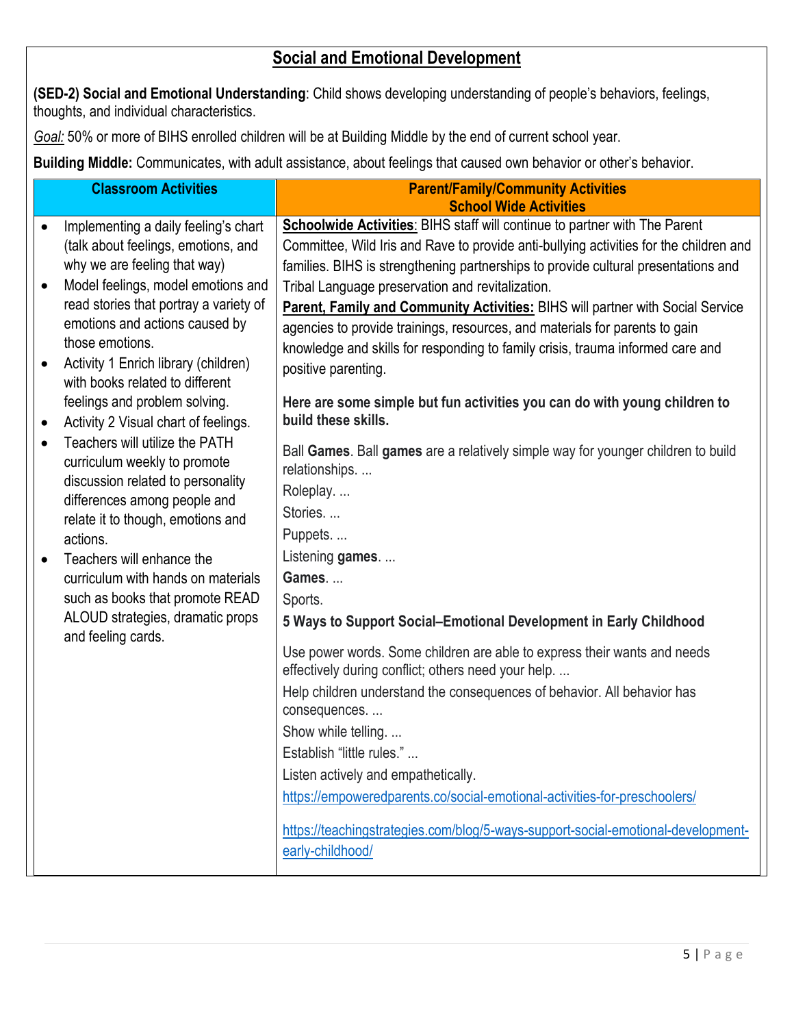# Social and Emotional Development

**(SED-2) Social and Emotional Understanding**: Child shows developing understanding of people's behaviors, feelings, thoughts, and individual characteristics.

*Goal:* 50% or more of BIHS enrolled children will be at Building Middle by the end of current school year.

**Building Middle:** Communicates, with adult assistance, about feelings that caused own behavior or other's behavior.

| Classroom Activities | Parent/Family/Community Activities<br>School Wide Activities |
| --- | --- |
| • Implementing a daily feeling's chart (talk about feelings, emotions, and why we are feeling that way)<br>• Model feelings, model emotions and read stories that portray a variety of emotions and actions caused by those emotions.<br>• Activity 1 Enrich library (children) with books related to different feelings and problem solving.<br>• Activity 2 Visual chart of feelings.<br>• Teachers will utilize the PATH curriculum weekly to promote discussion related to personality differences among people and relate it to though, emotions and actions.<br>• Teachers will enhance the curriculum with hands on materials such as books that promote READ ALOUD strategies, dramatic props and feeling cards. | **Schoolwide Activities**: BIHS staff will continue to partner with The Parent Committee, Wild Iris and Rave to provide anti-bullying activities for the children and families. BIHS is strengthening partnerships to provide cultural presentations and Tribal Language preservation and revitalization.<br>**Parent, Family and Community Activities:** BIHS will partner with Social Service agencies to provide trainings, resources, and materials for parents to gain knowledge and skills for responding to family crisis, trauma informed care and positive parenting.<br><br>**Here are some simple but fun activities you can do with young children to build these skills.**<br><br>Ball **Games**. Ball **games** are a relatively simple way for younger children to build relationships. ...<br>Roleplay. ...<br>Stories. ...<br>Puppets. ...<br>Listening **games**. ...<br>**Games**. ...<br>Sports.<br>**5 Ways to Support Social–Emotional Development in Early Childhood**<br><br>Use power words. Some children are able to express their wants and needs effectively during conflict; others need your help. ...<br>Help children understand the consequences of behavior. All behavior has consequences. ...<br>Show while telling. ...<br>Establish "little rules." ...<br>Listen actively and empathetically.<br>https://empoweredparents.co/social-emotional-activities-for-preschoolers/<br><br>https://teachingstrategies.com/blog/5-ways-support-social-emotional-development-early-childhood/ |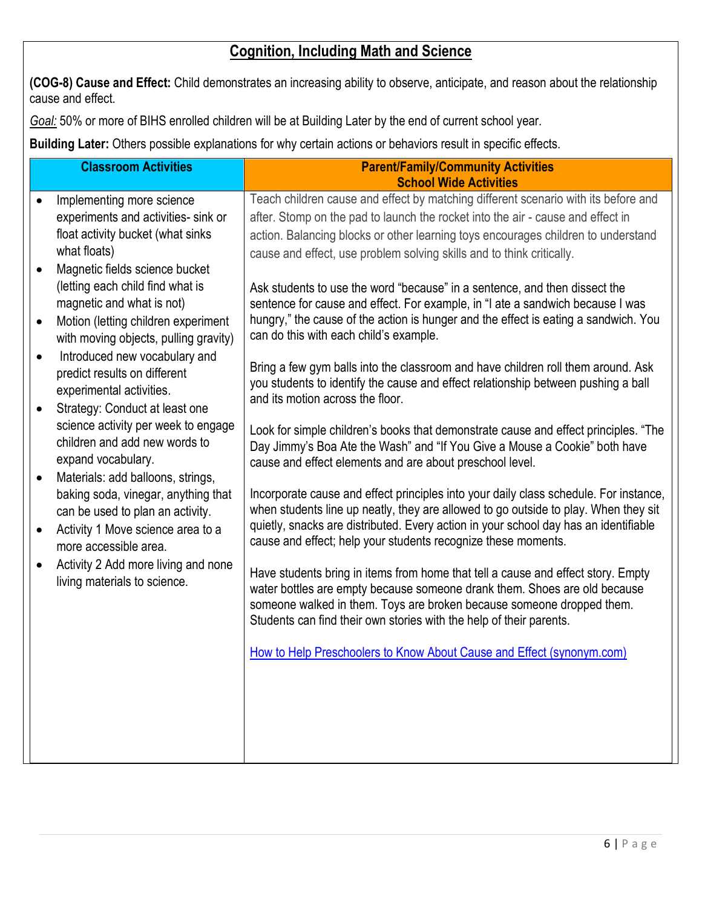## Cognition, Including Math and Science

**(COG-8) Cause and Effect:** Child demonstrates an increasing ability to observe, anticipate, and reason about the relationship cause and effect.

*Goal:* 50% or more of BIHS enrolled children will be at Building Later by the end of current school year.

**Building Later:** Others possible explanations for why certain actions or behaviors result in specific effects.

| Classroom Activities | Parent/Family/Community Activities<br>School Wide Activities |
|---|---|
| • Implementing more science experiments and activities- sink or float activity bucket (what sinks what floats)<br>• Magnetic fields science bucket (letting each child find what is magnetic and what is not)<br>• Motion (letting children experiment with moving objects, pulling gravity)<br>• Introduced new vocabulary and predict results on different experimental activities.<br>• Strategy: Conduct at least one science activity per week to engage children and add new words to expand vocabulary.<br>• Materials: add balloons, strings, baking soda, vinegar, anything that can be used to plan an activity.<br>• Activity 1 Move science area to a more accessible area.<br>• Activity 2 Add more living and none living materials to science. | Teach children cause and effect by matching different scenario with its before and after. Stomp on the pad to launch the rocket into the air - cause and effect in action. Balancing blocks or other learning toys encourages children to understand cause and effect, use problem solving skills and to think critically.<br><br>Ask students to use the word "because" in a sentence, and then dissect the sentence for cause and effect. For example, in "I ate a sandwich because I was hungry," the cause of the action is hunger and the effect is eating a sandwich. You can do this with each child's example.<br><br>Bring a few gym balls into the classroom and have children roll them around. Ask you students to identify the cause and effect relationship between pushing a ball and its motion across the floor.<br><br>Look for simple children's books that demonstrate cause and effect principles. "The Day Jimmy's Boa Ate the Wash" and "If You Give a Mouse a Cookie" both have cause and effect elements and are about preschool level.<br><br>Incorporate cause and effect principles into your daily class schedule. For instance, when students line up neatly, they are allowed to go outside to play. When they sit quietly, snacks are distributed. Every action in your school day has an identifiable cause and effect; help your students recognize these moments.<br><br>Have students bring in items from home that tell a cause and effect story. Empty water bottles are empty because someone drank them. Shoes are old because someone walked in them. Toys are broken because someone dropped them. Students can find their own stories with the help of their parents.<br><br>How to Help Preschoolers to Know About Cause and Effect (synonym.com) |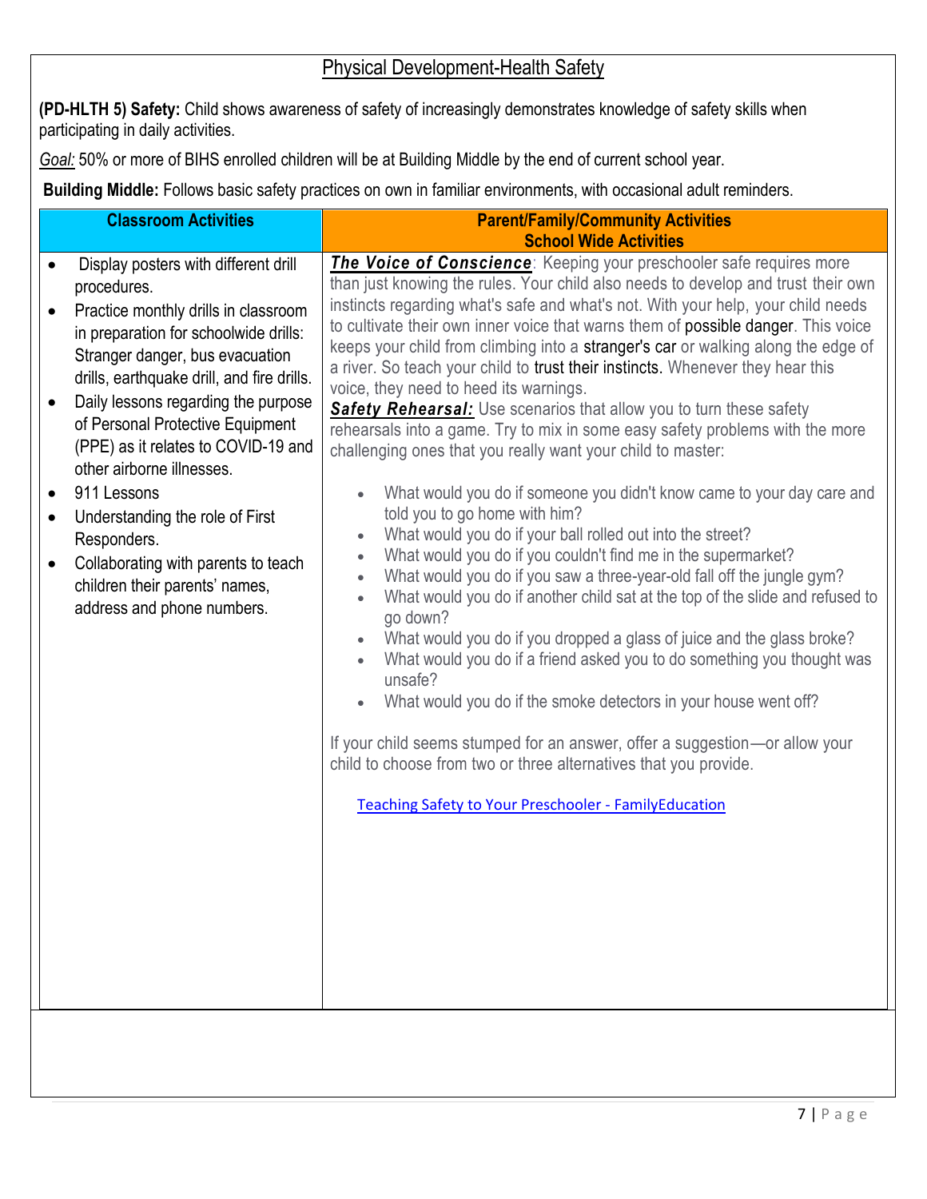## Physical Development-Health Safety

**(PD-HLTH 5) Safety:** Child shows awareness of safety of increasingly demonstrates knowledge of safety skills when participating in daily activities.

*Goal:* 50% or more of BIHS enrolled children will be at Building Middle by the end of current school year.

**Building Middle:** Follows basic safety practices on own in familiar environments, with occasional adult reminders.

| Classroom Activities | Parent/Family/Community Activities School Wide Activities |
|---|---|
| • Display posters with different drill procedures.<br>• Practice monthly drills in classroom in preparation for schoolwide drills: Stranger danger, bus evacuation drills, earthquake drill, and fire drills.<br>• Daily lessons regarding the purpose of Personal Protective Equipment (PPE) as it relates to COVID-19 and other airborne illnesses.<br>• 911 Lessons<br>• Understanding the role of First Responders.<br>• Collaborating with parents to teach children their parents' names, address and phone numbers. | ***The Voice of Conscience***: Keeping your preschooler safe requires more than just knowing the rules. Your child also needs to develop and trust their own instincts regarding what's safe and what's not. With your help, your child needs to cultivate their own inner voice that warns them of possible danger. This voice keeps your child from climbing into a stranger's car or walking along the edge of a river. So teach your child to trust their instincts. Whenever they hear this voice, they need to heed its warnings.<br>***Safety Rehearsal:*** Use scenarios that allow you to turn these safety rehearsals into a game. Try to mix in some easy safety problems with the more challenging ones that you really want your child to master:<br>• What would you do if someone you didn't know came to your day care and told you to go home with him?<br>• What would you do if your ball rolled out into the street?<br>• What would you do if you couldn't find me in the supermarket?<br>• What would you do if you saw a three-year-old fall off the jungle gym?<br>• What would you do if another child sat at the top of the slide and refused to go down?<br>• What would you do if you dropped a glass of juice and the glass broke?<br>• What would you do if a friend asked you to do something you thought was unsafe?<br>• What would you do if the smoke detectors in your house went off?<br><br>If your child seems stumped for an answer, offer a suggestion—or allow your child to choose from two or three alternatives that you provide.<br><br>Teaching Safety to Your Preschooler - FamilyEducation |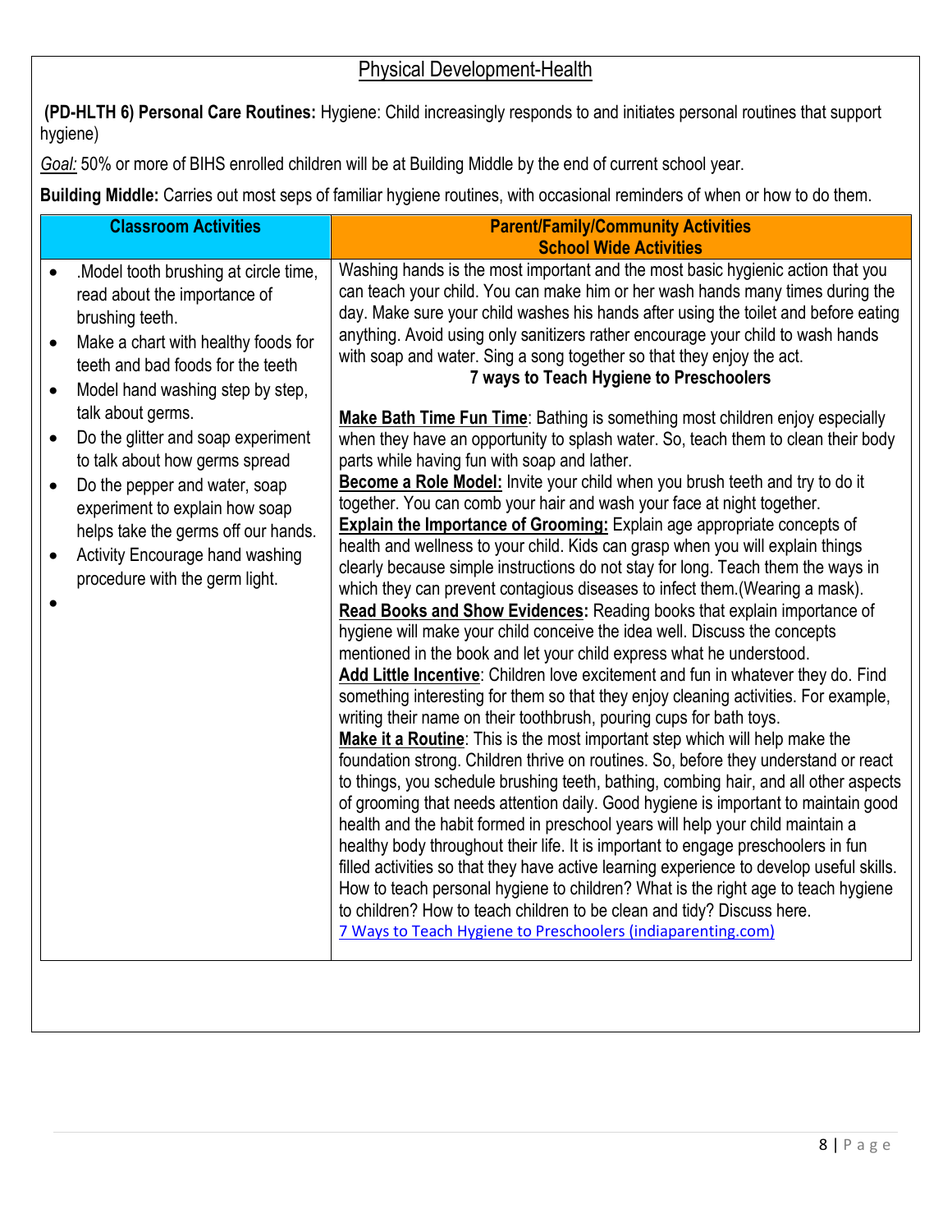# Physical Development-Health

**(PD-HLTH 6) Personal Care Routines:** Hygiene: Child increasingly responds to and initiates personal routines that support hygiene)

*Goal:* 50% or more of BIHS enrolled children will be at Building Middle by the end of current school year.

**Building Middle:** Carries out most seps of familiar hygiene routines, with occasional reminders of when or how to do them.

| Classroom Activities | Parent/Family/Community Activities<br>School Wide Activities |
|---|---|
| • .Model tooth brushing at circle time, read about the importance of brushing teeth.<br>• Make a chart with healthy foods for teeth and bad foods for the teeth<br>• Model hand washing step by step, talk about germs.<br>• Do the glitter and soap experiment to talk about how germs spread<br>• Do the pepper and water, soap experiment to explain how soap helps take the germs off our hands.<br>• Activity Encourage hand washing procedure with the germ light.<br>• | Washing hands is the most important and the most basic hygienic action that you can teach your child. You can make him or her wash hands many times during the day. Make sure your child washes his hands after using the toilet and before eating anything. Avoid using only sanitizers rather encourage your child to wash hands with soap and water. Sing a song together so that they enjoy the act.<br>**7 ways to Teach Hygiene to Preschoolers**<br><br>**Make Bath Time Fun Time**: Bathing is something most children enjoy especially when they have an opportunity to splash water. So, teach them to clean their body parts while having fun with soap and lather.<br>**Become a Role Model:** Invite your child when you brush teeth and try to do it together. You can comb your hair and wash your face at night together.<br>**Explain the Importance of Grooming:** Explain age appropriate concepts of health and wellness to your child. Kids can grasp when you will explain things clearly because simple instructions do not stay for long. Teach them the ways in which they can prevent contagious diseases to infect them.(Wearing a mask).<br>**Read Books and Show Evidences:** Reading books that explain importance of hygiene will make your child conceive the idea well. Discuss the concepts mentioned in the book and let your child express what he understood.<br>**Add Little Incentive**: Children love excitement and fun in whatever they do. Find something interesting for them so that they enjoy cleaning activities. For example, writing their name on their toothbrush, pouring cups for bath toys.<br>**Make it a Routine**: This is the most important step which will help make the foundation strong. Children thrive on routines. So, before they understand or react to things, you schedule brushing teeth, bathing, combing hair, and all other aspects of grooming that needs attention daily. Good hygiene is important to maintain good health and the habit formed in preschool years will help your child maintain a healthy body throughout their life. It is important to engage preschoolers in fun filled activities so that they have active learning experience to develop useful skills. How to teach personal hygiene to children? What is the right age to teach hygiene to children? How to teach children to be clean and tidy? Discuss here.<br>7 Ways to Teach Hygiene to Preschoolers (indiaparenting.com) |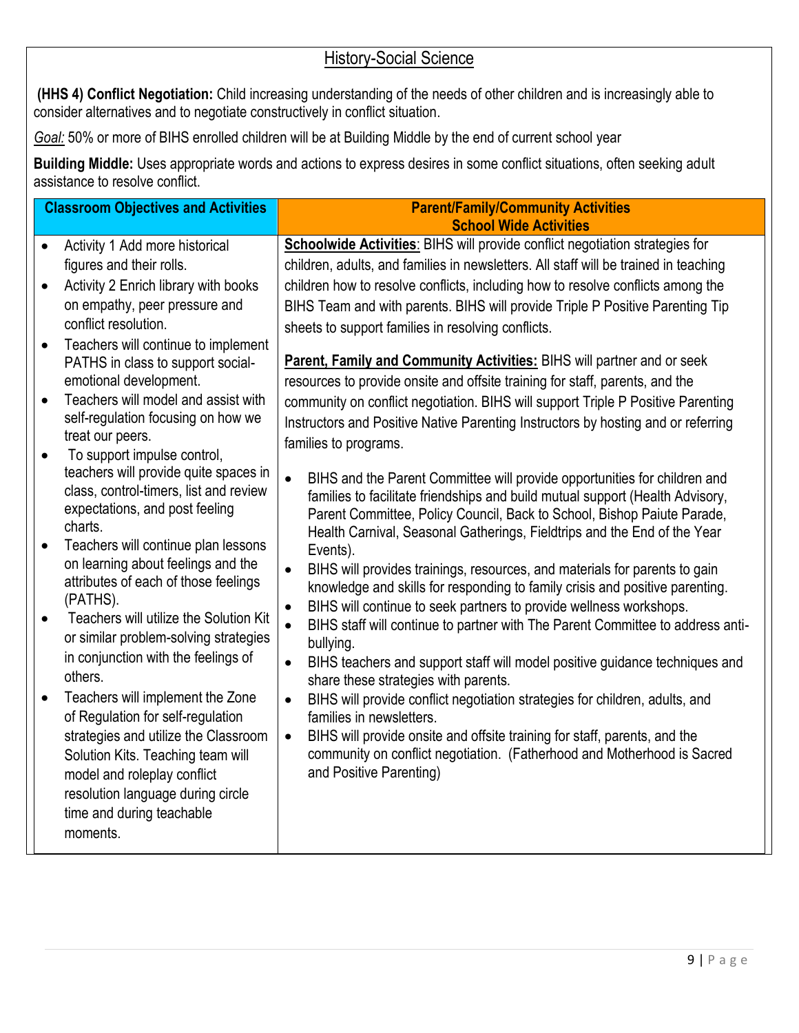## History-Social Science

**(HHS 4) Conflict Negotiation:** Child increasing understanding of the needs of other children and is increasingly able to consider alternatives and to negotiate constructively in conflict situation.

*Goal:* 50% or more of BIHS enrolled children will be at Building Middle by the end of current school year

**Building Middle:** Uses appropriate words and actions to express desires in some conflict situations, often seeking adult assistance to resolve conflict.

| Classroom Objectives and Activities | Parent/Family/Community Activities School Wide Activities |
|---|---|
| • Activity 1 Add more historical figures and their rolls.<br>• Activity 2 Enrich library with books on empathy, peer pressure and conflict resolution.<br>• Teachers will continue to implement PATHS in class to support social-emotional development.<br>• Teachers will model and assist with self-regulation focusing on how we treat our peers.<br>• To support impulse control, teachers will provide quite spaces in class, control-timers, list and review expectations, and post feeling charts.<br>• Teachers will continue plan lessons on learning about feelings and the attributes of each of those feelings (PATHS).<br>• Teachers will utilize the Solution Kit or similar problem-solving strategies in conjunction with the feelings of others.<br>• Teachers will implement the Zone of Regulation for self-regulation strategies and utilize the Classroom Solution Kits. Teaching team will model and roleplay conflict resolution language during circle time and during teachable moments. | **Schoolwide Activities**: BIHS will provide conflict negotiation strategies for children, adults, and families in newsletters. All staff will be trained in teaching children how to resolve conflicts, including how to resolve conflicts among the BIHS Team and with parents. BIHS will provide Triple P Positive Parenting Tip sheets to support families in resolving conflicts.<br><br>**Parent, Family and Community Activities:** BIHS will partner and or seek resources to provide onsite and offsite training for staff, parents, and the community on conflict negotiation. BIHS will support Triple P Positive Parenting Instructors and Positive Native Parenting Instructors by hosting and or referring families to programs.<br><br>• BIHS and the Parent Committee will provide opportunities for children and families to facilitate friendships and build mutual support (Health Advisory, Parent Committee, Policy Council, Back to School, Bishop Paiute Parade, Health Carnival, Seasonal Gatherings, Fieldtrips and the End of the Year Events).<br>• BIHS will provides trainings, resources, and materials for parents to gain knowledge and skills for responding to family crisis and positive parenting.<br>• BIHS will continue to seek partners to provide wellness workshops.<br>• BIHS staff will continue to partner with The Parent Committee to address anti-bullying.<br>• BIHS teachers and support staff will model positive guidance techniques and share these strategies with parents.<br>• BIHS will provide conflict negotiation strategies for children, adults, and families in newsletters.<br>• BIHS will provide onsite and offsite training for staff, parents, and the community on conflict negotiation. (Fatherhood and Motherhood is Sacred and Positive Parenting) |